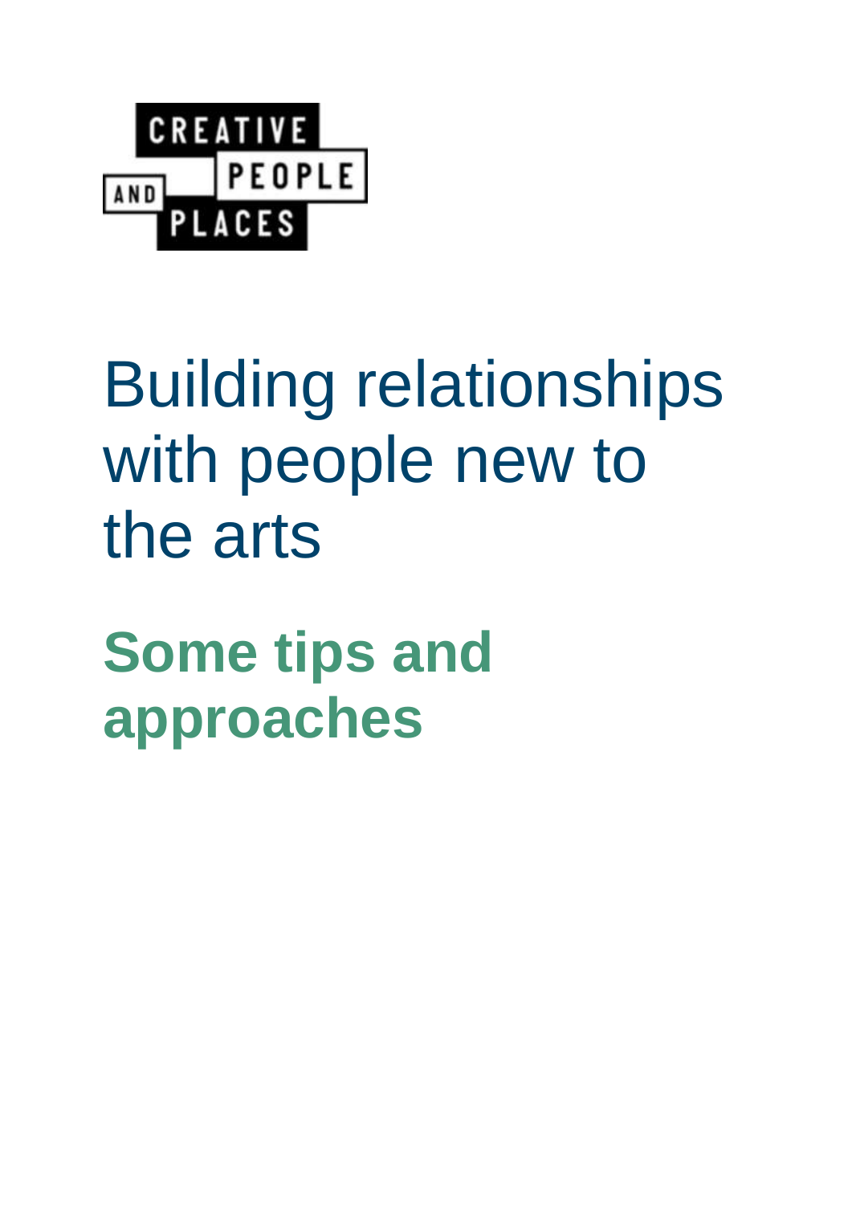CREATIVE PEOPLE AND PLACES

# Building relationships with people new to the arts

## Some tips and approaches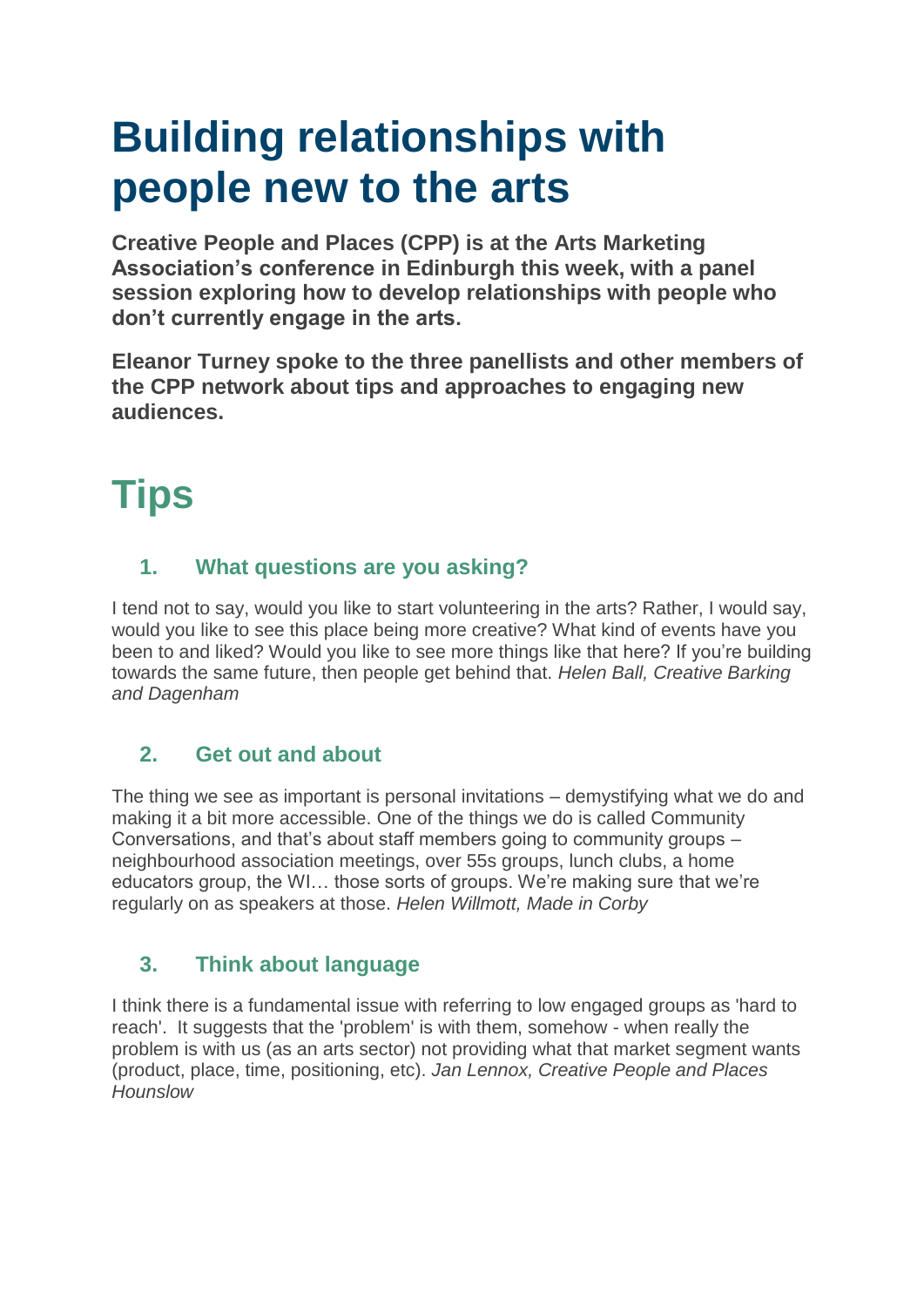# Building relationships with people new to the arts

**Creative People and Places (CPP) is at the Arts Marketing Association's conference in Edinburgh this week, with a panel session exploring how to develop relationships with people who don't currently engage in the arts.**

**Eleanor Turney spoke to the three panellists and other members of the CPP network about tips and approaches to engaging new audiences.**

## Tips

### 1. What questions are you asking?

I tend not to say, would you like to start volunteering in the arts? Rather, I would say, would you like to see this place being more creative? What kind of events have you been to and liked? Would you like to see more things like that here? If you're building towards the same future, then people get behind that. *Helen Ball, Creative Barking and Dagenham*

### 2. Get out and about

The thing we see as important is personal invitations – demystifying what we do and making it a bit more accessible. One of the things we do is called Community Conversations, and that's about staff members going to community groups – neighbourhood association meetings, over 55s groups, lunch clubs, a home educators group, the WI… those sorts of groups. We're making sure that we're regularly on as speakers at those. *Helen Willmott, Made in Corby*

### 3. Think about language

I think there is a fundamental issue with referring to low engaged groups as 'hard to reach'. It suggests that the 'problem' is with them, somehow - when really the problem is with us (as an arts sector) not providing what that market segment wants (product, place, time, positioning, etc). *Jan Lennox, Creative People and Places Hounslow*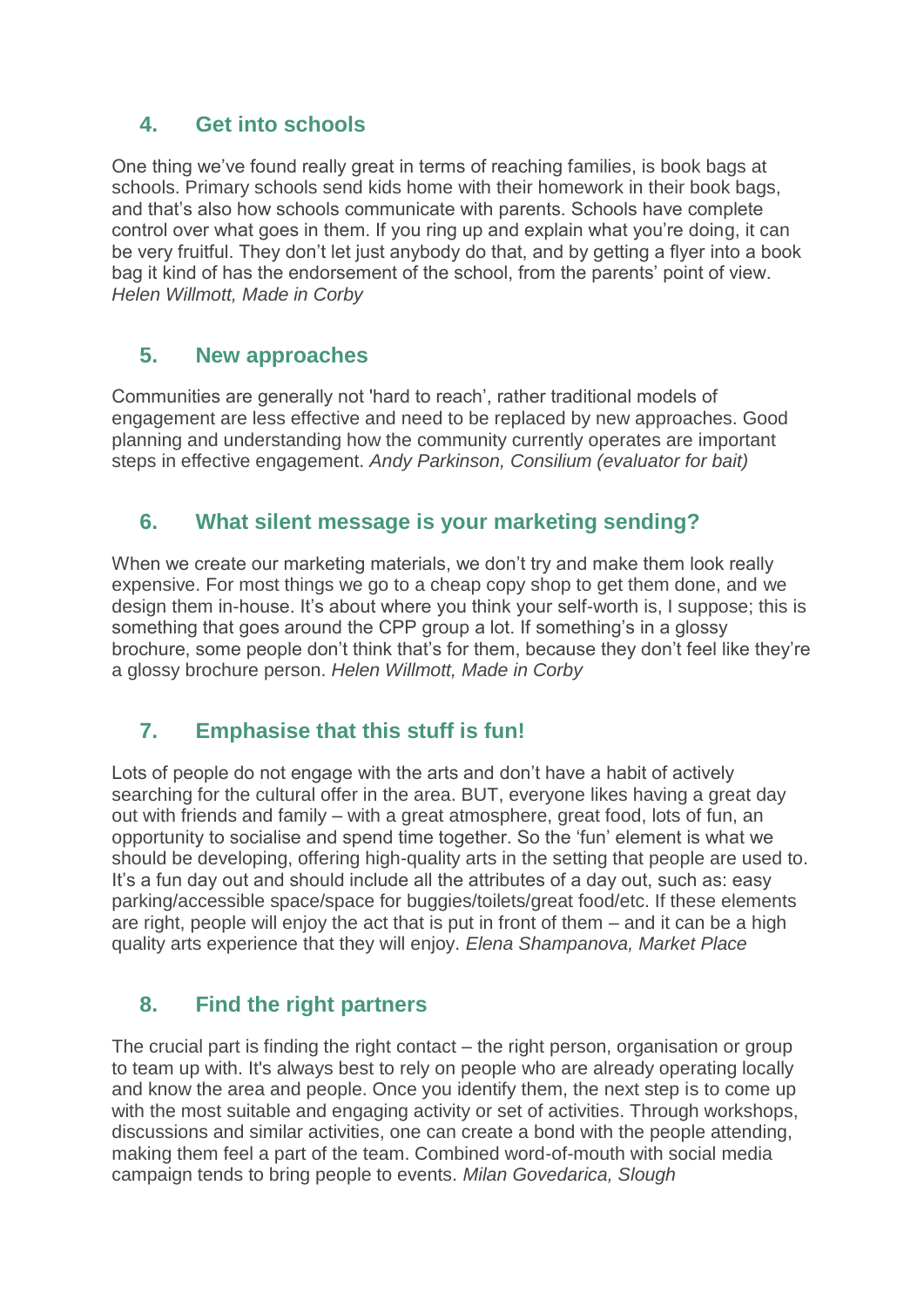## 4. Get into schools

One thing we've found really great in terms of reaching families, is book bags at schools. Primary schools send kids home with their homework in their book bags, and that's also how schools communicate with parents. Schools have complete control over what goes in them. If you ring up and explain what you're doing, it can be very fruitful. They don't let just anybody do that, and by getting a flyer into a book bag it kind of has the endorsement of the school, from the parents' point of view. *Helen Willmott, Made in Corby*

## 5. New approaches

Communities are generally not 'hard to reach', rather traditional models of engagement are less effective and need to be replaced by new approaches. Good planning and understanding how the community currently operates are important steps in effective engagement. *Andy Parkinson, Consilium (evaluator for bait)*

## 6. What silent message is your marketing sending?

When we create our marketing materials, we don't try and make them look really expensive. For most things we go to a cheap copy shop to get them done, and we design them in-house. It's about where you think your self-worth is, I suppose; this is something that goes around the CPP group a lot. If something's in a glossy brochure, some people don't think that's for them, because they don't feel like they're a glossy brochure person. *Helen Willmott, Made in Corby*

## 7. Emphasise that this stuff is fun!

Lots of people do not engage with the arts and don't have a habit of actively searching for the cultural offer in the area. BUT, everyone likes having a great day out with friends and family – with a great atmosphere, great food, lots of fun, an opportunity to socialise and spend time together. So the 'fun' element is what we should be developing, offering high-quality arts in the setting that people are used to. It's a fun day out and should include all the attributes of a day out, such as: easy parking/accessible space/space for buggies/toilets/great food/etc. If these elements are right, people will enjoy the act that is put in front of them – and it can be a high quality arts experience that they will enjoy. *Elena Shampanova, Market Place*

## 8. Find the right partners

The crucial part is finding the right contact – the right person, organisation or group to team up with. It's always best to rely on people who are already operating locally and know the area and people. Once you identify them, the next step is to come up with the most suitable and engaging activity or set of activities. Through workshops, discussions and similar activities, one can create a bond with the people attending, making them feel a part of the team. Combined word-of-mouth with social media campaign tends to bring people to events. *Milan Govedarica, Slough*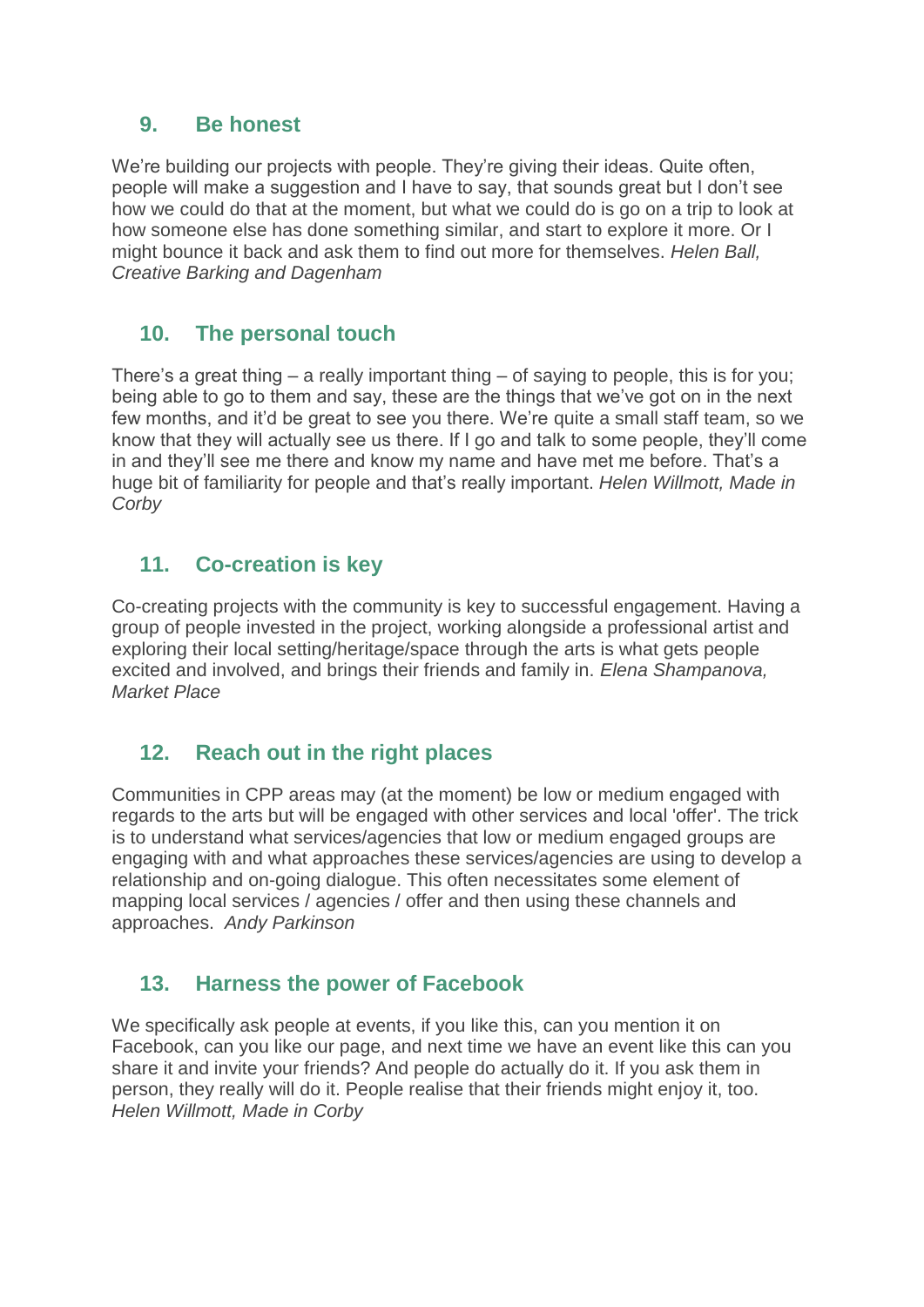## 9. Be honest

We're building our projects with people. They're giving their ideas. Quite often, people will make a suggestion and I have to say, that sounds great but I don't see how we could do that at the moment, but what we could do is go on a trip to look at how someone else has done something similar, and start to explore it more. Or I might bounce it back and ask them to find out more for themselves. *Helen Ball, Creative Barking and Dagenham*

## 10. The personal touch

There's a great thing – a really important thing – of saying to people, this is for you; being able to go to them and say, these are the things that we've got on in the next few months, and it'd be great to see you there. We're quite a small staff team, so we know that they will actually see us there. If I go and talk to some people, they'll come in and they'll see me there and know my name and have met me before. That's a huge bit of familiarity for people and that's really important. *Helen Willmott, Made in Corby*

## 11. Co-creation is key

Co-creating projects with the community is key to successful engagement. Having a group of people invested in the project, working alongside a professional artist and exploring their local setting/heritage/space through the arts is what gets people excited and involved, and brings their friends and family in. *Elena Shampanova, Market Place*

## 12. Reach out in the right places

Communities in CPP areas may (at the moment) be low or medium engaged with regards to the arts but will be engaged with other services and local 'offer'. The trick is to understand what services/agencies that low or medium engaged groups are engaging with and what approaches these services/agencies are using to develop a relationship and on-going dialogue. This often necessitates some element of mapping local services / agencies / offer and then using these channels and approaches. *Andy Parkinson*

## 13. Harness the power of Facebook

We specifically ask people at events, if you like this, can you mention it on Facebook, can you like our page, and next time we have an event like this can you share it and invite your friends? And people do actually do it. If you ask them in person, they really will do it. People realise that their friends might enjoy it, too. *Helen Willmott, Made in Corby*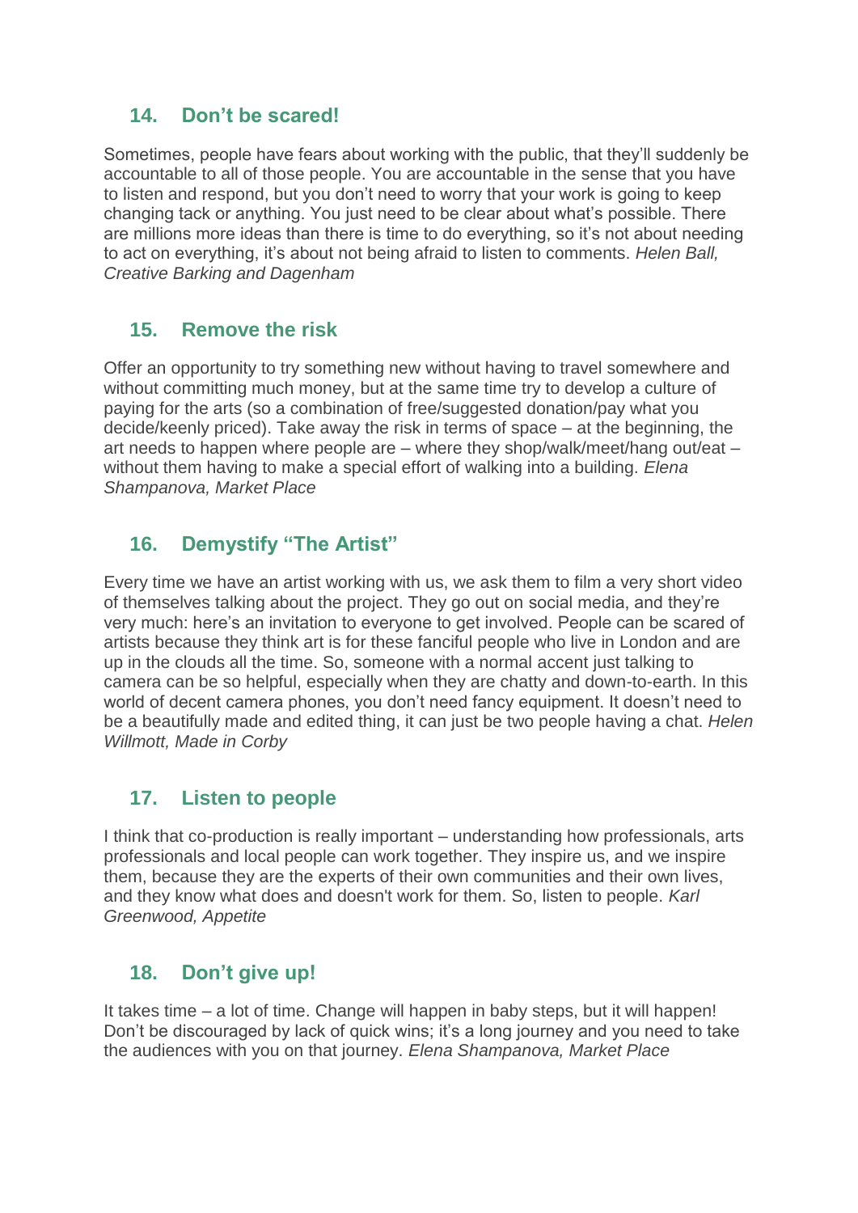## 14. Don't be scared!

Sometimes, people have fears about working with the public, that they'll suddenly be accountable to all of those people. You are accountable in the sense that you have to listen and respond, but you don't need to worry that your work is going to keep changing tack or anything. You just need to be clear about what's possible. There are millions more ideas than there is time to do everything, so it's not about needing to act on everything, it's about not being afraid to listen to comments. *Helen Ball, Creative Barking and Dagenham*

## 15. Remove the risk

Offer an opportunity to try something new without having to travel somewhere and without committing much money, but at the same time try to develop a culture of paying for the arts (so a combination of free/suggested donation/pay what you decide/keenly priced). Take away the risk in terms of space – at the beginning, the art needs to happen where people are – where they shop/walk/meet/hang out/eat – without them having to make a special effort of walking into a building. *Elena Shampanova, Market Place*

## 16. Demystify "The Artist"

Every time we have an artist working with us, we ask them to film a very short video of themselves talking about the project. They go out on social media, and they're very much: here's an invitation to everyone to get involved. People can be scared of artists because they think art is for these fanciful people who live in London and are up in the clouds all the time. So, someone with a normal accent just talking to camera can be so helpful, especially when they are chatty and down-to-earth. In this world of decent camera phones, you don't need fancy equipment. It doesn't need to be a beautifully made and edited thing, it can just be two people having a chat. *Helen Willmott, Made in Corby*

## 17. Listen to people

I think that co-production is really important – understanding how professionals, arts professionals and local people can work together. They inspire us, and we inspire them, because they are the experts of their own communities and their own lives, and they know what does and doesn't work for them. So, listen to people. *Karl Greenwood, Appetite*

## 18. Don't give up!

It takes time – a lot of time. Change will happen in baby steps, but it will happen! Don't be discouraged by lack of quick wins; it's a long journey and you need to take the audiences with you on that journey. *Elena Shampanova, Market Place*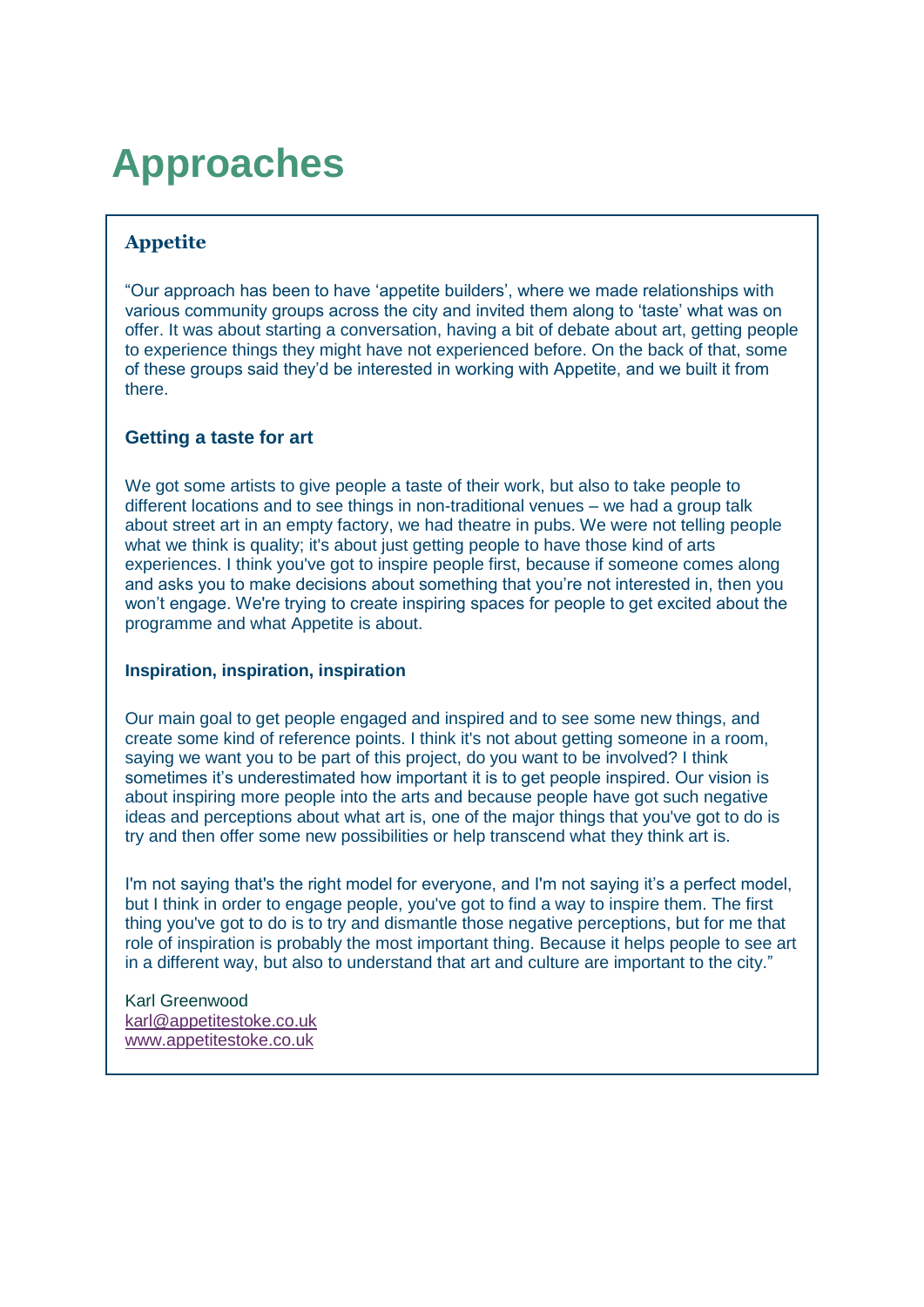# Approaches

### Appetite

"Our approach has been to have 'appetite builders', where we made relationships with various community groups across the city and invited them along to 'taste' what was on offer. It was about starting a conversation, having a bit of debate about art, getting people to experience things they might have not experienced before. On the back of that, some of these groups said they'd be interested in working with Appetite, and we built it from there.

#### Getting a taste for art

We got some artists to give people a taste of their work, but also to take people to different locations and to see things in non-traditional venues – we had a group talk about street art in an empty factory, we had theatre in pubs. We were not telling people what we think is quality; it's about just getting people to have those kind of arts experiences. I think you've got to inspire people first, because if someone comes along and asks you to make decisions about something that you're not interested in, then you won't engage. We're trying to create inspiring spaces for people to get excited about the programme and what Appetite is about.

**Inspiration, inspiration, inspiration**

Our main goal to get people engaged and inspired and to see some new things, and create some kind of reference points. I think it's not about getting someone in a room, saying we want you to be part of this project, do you want to be involved? I think sometimes it's underestimated how important it is to get people inspired. Our vision is about inspiring more people into the arts and because people have got such negative ideas and perceptions about what art is, one of the major things that you've got to do is try and then offer some new possibilities or help transcend what they think art is.

I'm not saying that's the right model for everyone, and I'm not saying it's a perfect model, but I think in order to engage people, you've got to find a way to inspire them. The first thing you've got to do is to try and dismantle those negative perceptions, but for me that role of inspiration is probably the most important thing. Because it helps people to see art in a different way, but also to understand that art and culture are important to the city."

Karl Greenwood
karl@appetitestoke.co.uk
www.appetitestoke.co.uk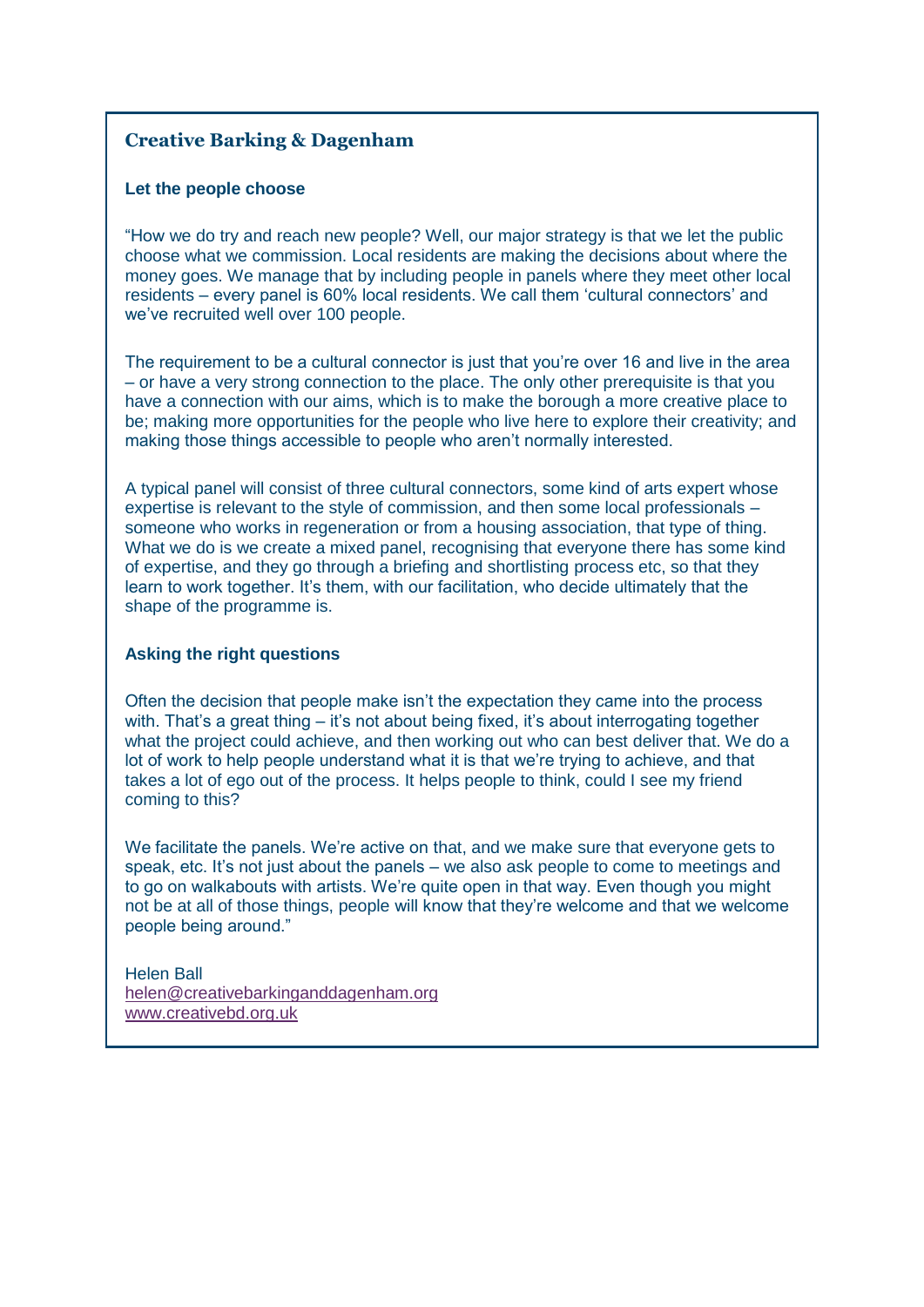## Creative Barking & Dagenham

### Let the people choose

"How we do try and reach new people? Well, our major strategy is that we let the public choose what we commission. Local residents are making the decisions about where the money goes. We manage that by including people in panels where they meet other local residents – every panel is 60% local residents. We call them 'cultural connectors' and we've recruited well over 100 people.

The requirement to be a cultural connector is just that you're over 16 and live in the area – or have a very strong connection to the place. The only other prerequisite is that you have a connection with our aims, which is to make the borough a more creative place to be; making more opportunities for the people who live here to explore their creativity; and making those things accessible to people who aren't normally interested.

A typical panel will consist of three cultural connectors, some kind of arts expert whose expertise is relevant to the style of commission, and then some local professionals – someone who works in regeneration or from a housing association, that type of thing. What we do is we create a mixed panel, recognising that everyone there has some kind of expertise, and they go through a briefing and shortlisting process etc, so that they learn to work together. It's them, with our facilitation, who decide ultimately that the shape of the programme is.

### Asking the right questions

Often the decision that people make isn't the expectation they came into the process with. That's a great thing – it's not about being fixed, it's about interrogating together what the project could achieve, and then working out who can best deliver that. We do a lot of work to help people understand what it is that we're trying to achieve, and that takes a lot of ego out of the process. It helps people to think, could I see my friend coming to this?

We facilitate the panels. We're active on that, and we make sure that everyone gets to speak, etc. It's not just about the panels – we also ask people to come to meetings and to go on walkabouts with artists. We're quite open in that way. Even though you might not be at all of those things, people will know that they're welcome and that we welcome people being around."

Helen Ball
helen@creativebarkinganddagenham.org
www.creativebd.org.uk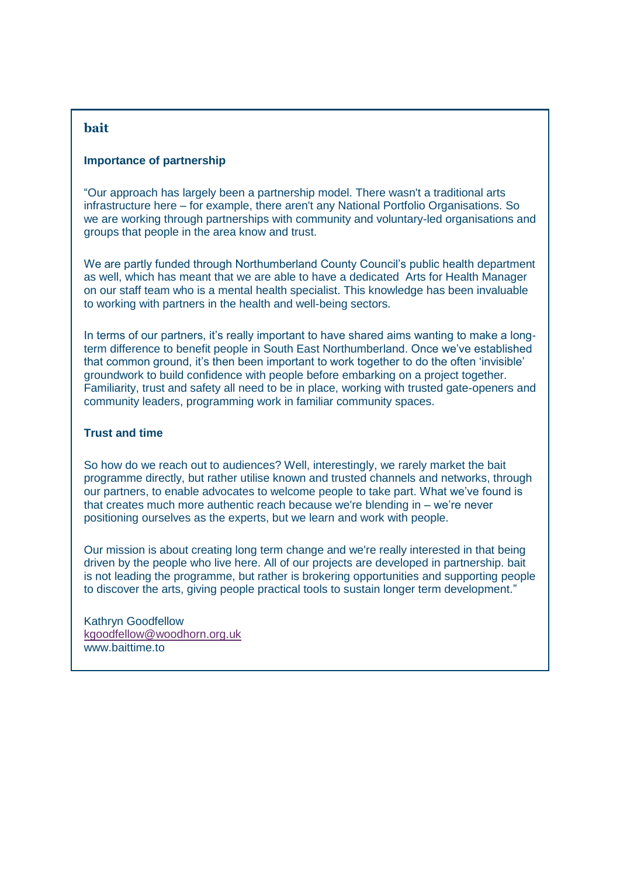## bait

### Importance of partnership

"Our approach has largely been a partnership model. There wasn't a traditional arts infrastructure here – for example, there aren't any National Portfolio Organisations. So we are working through partnerships with community and voluntary-led organisations and groups that people in the area know and trust.

We are partly funded through Northumberland County Council's public health department as well, which has meant that we are able to have a dedicated Arts for Health Manager on our staff team who is a mental health specialist. This knowledge has been invaluable to working with partners in the health and well-being sectors.

In terms of our partners, it's really important to have shared aims wanting to make a long-term difference to benefit people in South East Northumberland. Once we've established that common ground, it's then been important to work together to do the often 'invisible' groundwork to build confidence with people before embarking on a project together. Familiarity, trust and safety all need to be in place, working with trusted gate-openers and community leaders, programming work in familiar community spaces.

### Trust and time

So how do we reach out to audiences? Well, interestingly, we rarely market the bait programme directly, but rather utilise known and trusted channels and networks, through our partners, to enable advocates to welcome people to take part. What we've found is that creates much more authentic reach because we're blending in – we're never positioning ourselves as the experts, but we learn and work with people.

Our mission is about creating long term change and we're really interested in that being driven by the people who live here. All of our projects are developed in partnership. bait is not leading the programme, but rather is brokering opportunities and supporting people to discover the arts, giving people practical tools to sustain longer term development."

Kathryn Goodfellow
kgoodfellow@woodhorn.org.uk
www.baittime.to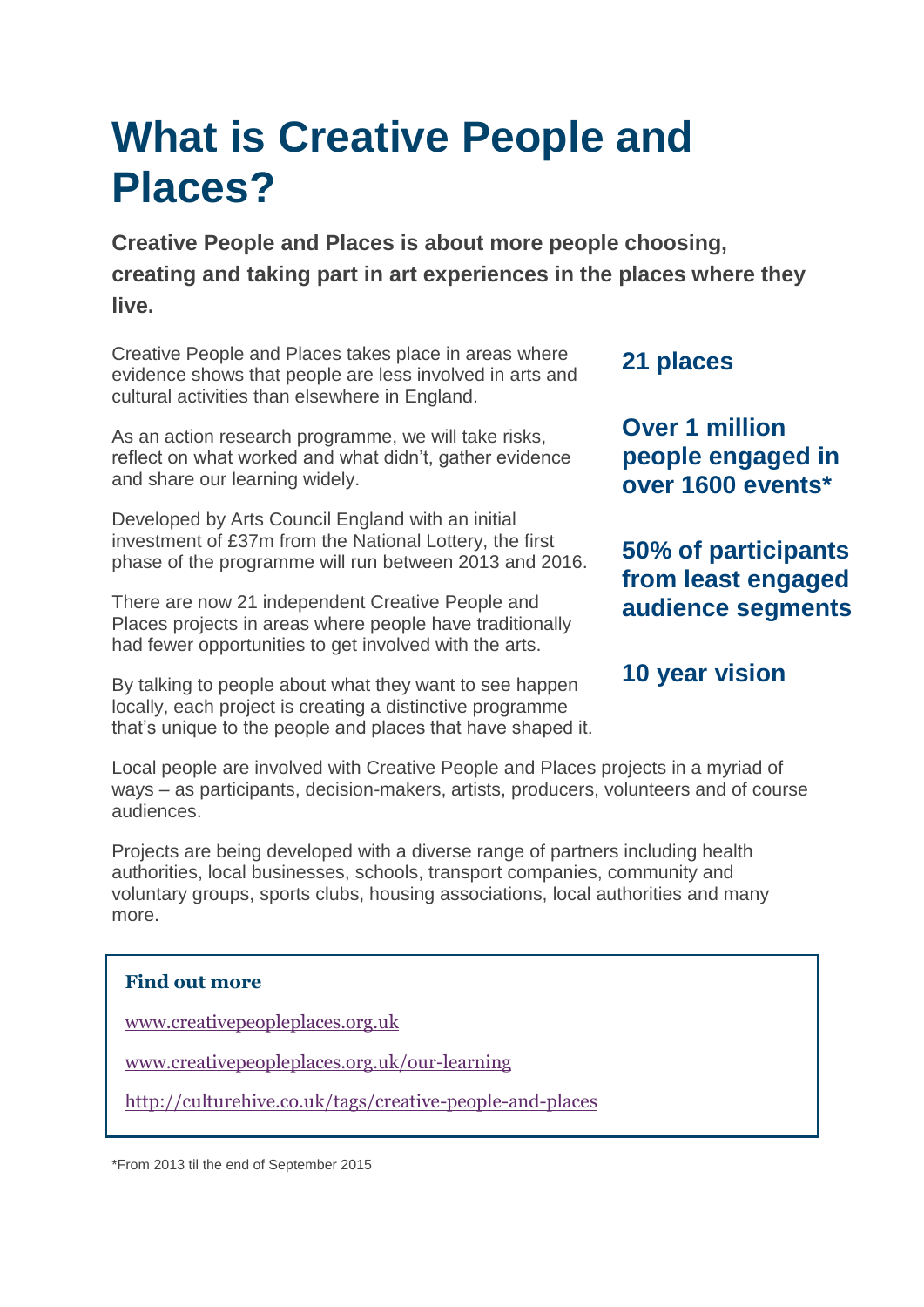# What is Creative People and Places?

**Creative People and Places is about more people choosing, creating and taking part in art experiences in the places where they live.**

Creative People and Places takes place in areas where evidence shows that people are less involved in arts and cultural activities than elsewhere in England.

As an action research programme, we will take risks, reflect on what worked and what didn't, gather evidence and share our learning widely.

Developed by Arts Council England with an initial investment of £37m from the National Lottery, the first phase of the programme will run between 2013 and 2016.

There are now 21 independent Creative People and Places projects in areas where people have traditionally had fewer opportunities to get involved with the arts.

By talking to people about what they want to see happen locally, each project is creating a distinctive programme that's unique to the people and places that have shaped it.

**21 places**

**Over 1 million people engaged in over 1600 events***

**50% of participants from least engaged audience segments**

**10 year vision**

Local people are involved with Creative People and Places projects in a myriad of ways – as participants, decision-makers, artists, producers, volunteers and of course audiences.

Projects are being developed with a diverse range of partners including health authorities, local businesses, schools, transport companies, community and voluntary groups, sports clubs, housing associations, local authorities and many more.

**Find out more**

www.creativepeopleplaces.org.uk

www.creativepeopleplaces.org.uk/our-learning

http://culturehive.co.uk/tags/creative-people-and-places

*From 2013 til the end of September 2015